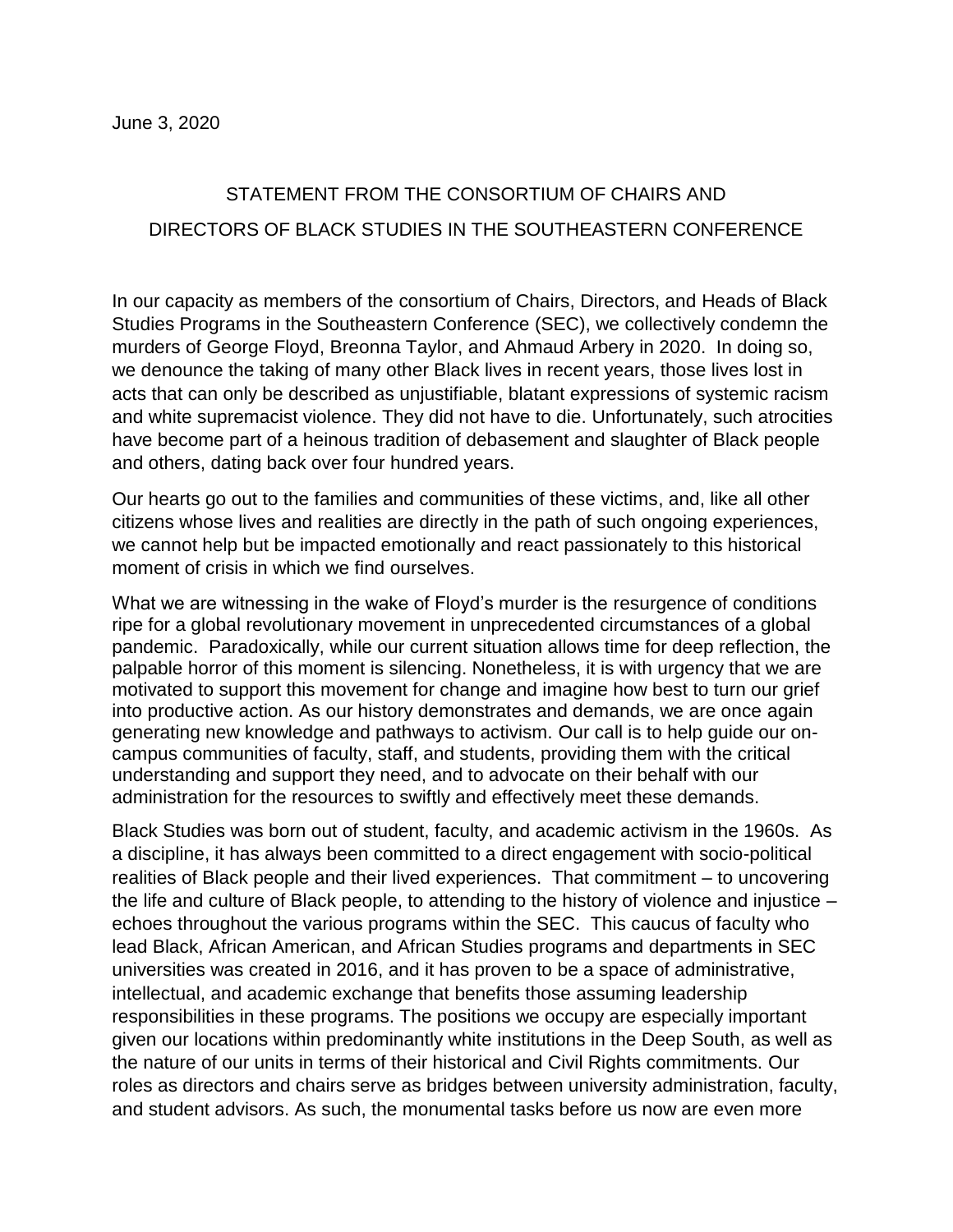June 3, 2020

# STATEMENT FROM THE CONSORTIUM OF CHAIRS AND DIRECTORS OF BLACK STUDIES IN THE SOUTHEASTERN CONFERENCE

In our capacity as members of the consortium of Chairs, Directors, and Heads of Black Studies Programs in the Southeastern Conference (SEC), we collectively condemn the murders of George Floyd, Breonna Taylor, and Ahmaud Arbery in 2020. In doing so, we denounce the taking of many other Black lives in recent years, those lives lost in acts that can only be described as unjustifiable, blatant expressions of systemic racism and white supremacist violence. They did not have to die. Unfortunately, such atrocities have become part of a heinous tradition of debasement and slaughter of Black people and others, dating back over four hundred years.

Our hearts go out to the families and communities of these victims, and, like all other citizens whose lives and realities are directly in the path of such ongoing experiences, we cannot help but be impacted emotionally and react passionately to this historical moment of crisis in which we find ourselves.

What we are witnessing in the wake of Floyd's murder is the resurgence of conditions ripe for a global revolutionary movement in unprecedented circumstances of a global pandemic. Paradoxically, while our current situation allows time for deep reflection, the palpable horror of this moment is silencing. Nonetheless, it is with urgency that we are motivated to support this movement for change and imagine how best to turn our grief into productive action. As our history demonstrates and demands, we are once again generating new knowledge and pathways to activism. Our call is to help guide our on-campus communities of faculty, staff, and students, providing them with the critical understanding and support they need, and to advocate on their behalf with our administration for the resources to swiftly and effectively meet these demands.

Black Studies was born out of student, faculty, and academic activism in the 1960s. As a discipline, it has always been committed to a direct engagement with socio-political realities of Black people and their lived experiences. That commitment – to uncovering the life and culture of Black people, to attending to the history of violence and injustice – echoes throughout the various programs within the SEC. This caucus of faculty who lead Black, African American, and African Studies programs and departments in SEC universities was created in 2016, and it has proven to be a space of administrative, intellectual, and academic exchange that benefits those assuming leadership responsibilities in these programs. The positions we occupy are especially important given our locations within predominantly white institutions in the Deep South, as well as the nature of our units in terms of their historical and Civil Rights commitments. Our roles as directors and chairs serve as bridges between university administration, faculty, and student advisors. As such, the monumental tasks before us now are even more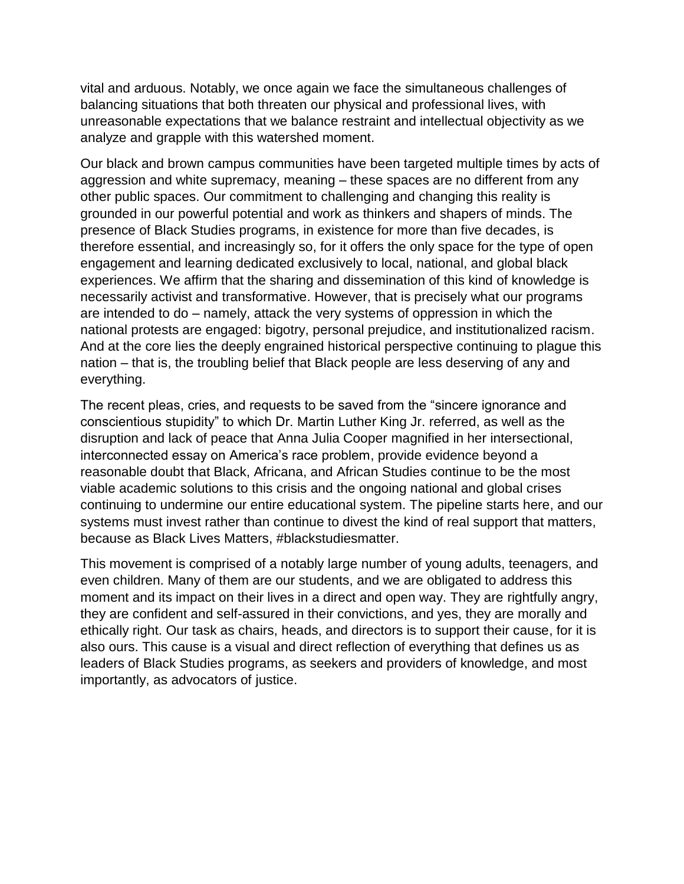vital and arduous. Notably, we once again we face the simultaneous challenges of balancing situations that both threaten our physical and professional lives, with unreasonable expectations that we balance restraint and intellectual objectivity as we analyze and grapple with this watershed moment.

Our black and brown campus communities have been targeted multiple times by acts of aggression and white supremacy, meaning – these spaces are no different from any other public spaces. Our commitment to challenging and changing this reality is grounded in our powerful potential and work as thinkers and shapers of minds. The presence of Black Studies programs, in existence for more than five decades, is therefore essential, and increasingly so, for it offers the only space for the type of open engagement and learning dedicated exclusively to local, national, and global black experiences. We affirm that the sharing and dissemination of this kind of knowledge is necessarily activist and transformative. However, that is precisely what our programs are intended to do – namely, attack the very systems of oppression in which the national protests are engaged: bigotry, personal prejudice, and institutionalized racism. And at the core lies the deeply engrained historical perspective continuing to plague this nation – that is, the troubling belief that Black people are less deserving of any and everything.

The recent pleas, cries, and requests to be saved from the "sincere ignorance and conscientious stupidity" to which Dr. Martin Luther King Jr. referred, as well as the disruption and lack of peace that Anna Julia Cooper magnified in her intersectional, interconnected essay on America's race problem, provide evidence beyond a reasonable doubt that Black, Africana, and African Studies continue to be the most viable academic solutions to this crisis and the ongoing national and global crises continuing to undermine our entire educational system. The pipeline starts here, and our systems must invest rather than continue to divest the kind of real support that matters, because as Black Lives Matters, #blackstudiesmatter.

This movement is comprised of a notably large number of young adults, teenagers, and even children. Many of them are our students, and we are obligated to address this moment and its impact on their lives in a direct and open way. They are rightfully angry, they are confident and self-assured in their convictions, and yes, they are morally and ethically right. Our task as chairs, heads, and directors is to support their cause, for it is also ours. This cause is a visual and direct reflection of everything that defines us as leaders of Black Studies programs, as seekers and providers of knowledge, and most importantly, as advocators of justice.